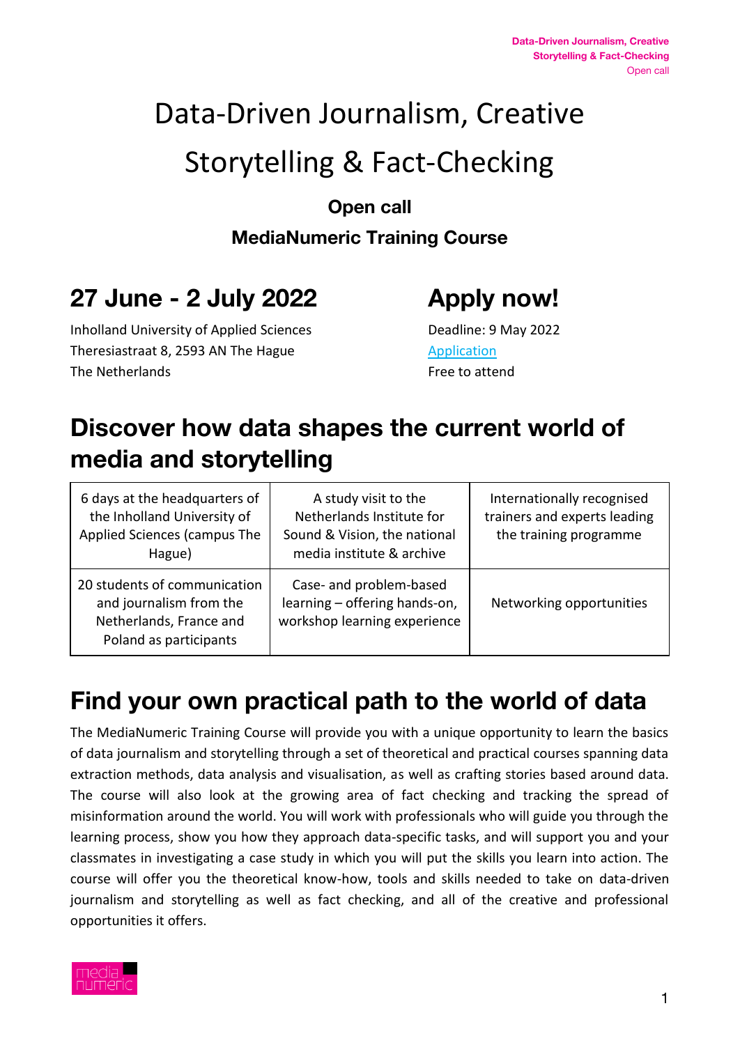# Data-Driven Journalism, Creative Storytelling & Fact-Checking

**Open call**

**MediaNumeric Training Course**

## 27 June - 2 July 2022

Inholland University of Applied Sciences
Theresiastraat 8, 2593 AN The Hague
The Netherlands

## Apply now!

Deadline: 9 May 2022
[Application]
Free to attend

## Discover how data shapes the current world of media and storytelling

| | | |
|---|---|---|
| 6 days at the headquarters of the Inholland University of Applied Sciences (campus The Hague) | A study visit to the Netherlands Institute for Sound & Vision, the national media institute & archive | Internationally recognised trainers and experts leading the training programme |
| 20 students of communication and journalism from the Netherlands, France and Poland as participants | Case- and problem-based learning – offering hands-on, workshop learning experience | Networking opportunities |

## Find your own practical path to the world of data

The MediaNumeric Training Course will provide you with a unique opportunity to learn the basics of data journalism and storytelling through a set of theoretical and practical courses spanning data extraction methods, data analysis and visualisation, as well as crafting stories based around data. The course will also look at the growing area of fact checking and tracking the spread of misinformation around the world. You will work with professionals who will guide you through the learning process, show you how they approach data-specific tasks, and will support you and your classmates in investigating a case study in which you will put the skills you learn into action. The course will offer you the theoretical know-how, tools and skills needed to take on data-driven journalism and storytelling as well as fact checking, and all of the creative and professional opportunities it offers.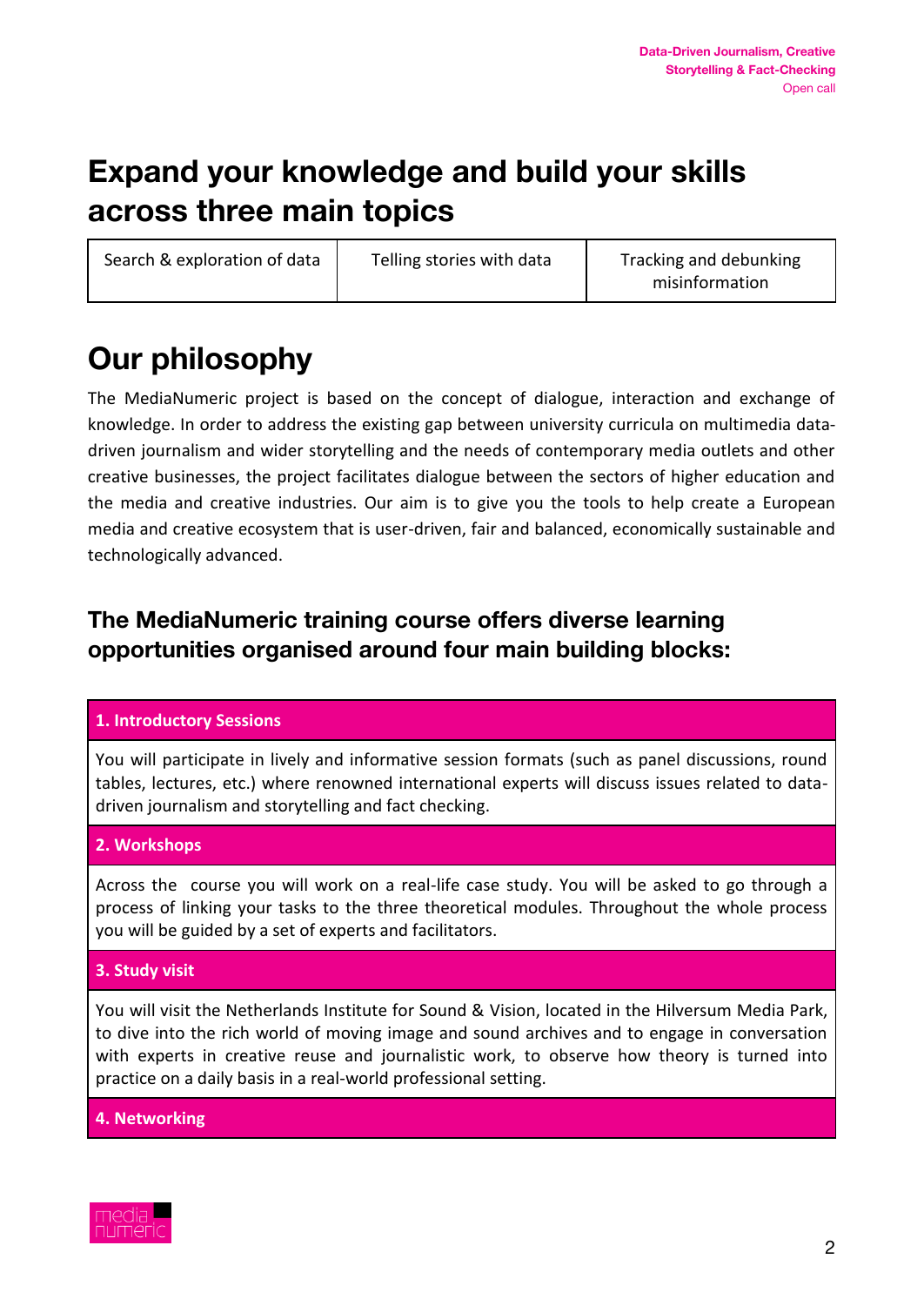# Expand your knowledge and build your skills across three main topics

| Search & exploration of data | Telling stories with data | Tracking and debunking misinformation |
| --- | --- | --- |

# Our philosophy

The MediaNumeric project is based on the concept of dialogue, interaction and exchange of knowledge. In order to address the existing gap between university curricula on multimedia data-driven journalism and wider storytelling and the needs of contemporary media outlets and other creative businesses, the project facilitates dialogue between the sectors of higher education and the media and creative industries. Our aim is to give you the tools to help create a European media and creative ecosystem that is user-driven, fair and balanced, economically sustainable and technologically advanced.

## The MediaNumeric training course offers diverse learning opportunities organised around four main building blocks:

| 1. Introductory Sessions |
| --- |
| You will participate in lively and informative session formats (such as panel discussions, round tables, lectures, etc.) where renowned international experts will discuss issues related to data-driven journalism and storytelling and fact checking. |
| **2. Workshops** |
| Across the course you will work on a real-life case study. You will be asked to go through a process of linking your tasks to the three theoretical modules. Throughout the whole process you will be guided by a set of experts and facilitators. |
| **3. Study visit** |
| You will visit the Netherlands Institute for Sound & Vision, located in the Hilversum Media Park, to dive into the rich world of moving image and sound archives and to engage in conversation with experts in creative reuse and journalistic work, to observe how theory is turned into practice on a daily basis in a real-world professional setting. |
| **4. Networking** |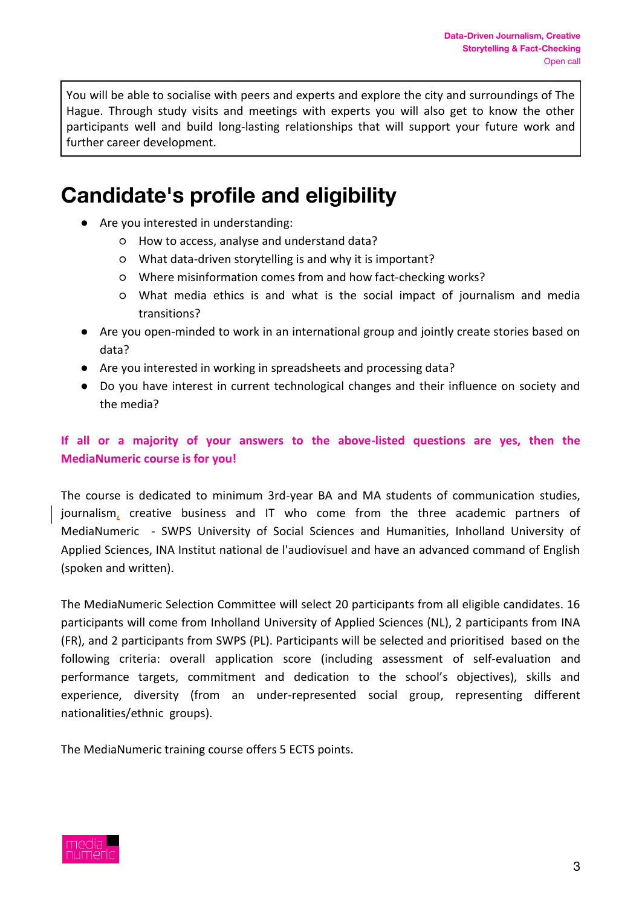You will be able to socialise with peers and experts and explore the city and surroundings of The Hague. Through study visits and meetings with experts you will also get to know the other participants well and build long-lasting relationships that will support your future work and further career development.

# Candidate's profile and eligibility

- Are you interested in understanding:
  - How to access, analyse and understand data?
  - What data-driven storytelling is and why it is important?
  - Where misinformation comes from and how fact-checking works?
  - What media ethics is and what is the social impact of journalism and media transitions?
- Are you open-minded to work in an international group and jointly create stories based on data?
- Are you interested in working in spreadsheets and processing data?
- Do you have interest in current technological changes and their influence on society and the media?

**If all or a majority of your answers to the above-listed questions are yes, then the MediaNumeric course is for you!**

The course is dedicated to minimum 3rd-year BA and MA students of communication studies, journalism, creative business and IT who come from the three academic partners of MediaNumeric - SWPS University of Social Sciences and Humanities, Inholland University of Applied Sciences, INA Institut national de l'audiovisuel and have an advanced command of English (spoken and written).

The MediaNumeric Selection Committee will select 20 participants from all eligible candidates. 16 participants will come from Inholland University of Applied Sciences (NL), 2 participants from INA (FR), and 2 participants from SWPS (PL). Participants will be selected and prioritised based on the following criteria: overall application score (including assessment of self-evaluation and performance targets, commitment and dedication to the school's objectives), skills and experience, diversity (from an under-represented social group, representing different nationalities/ethnic groups).

The MediaNumeric training course offers 5 ECTS points.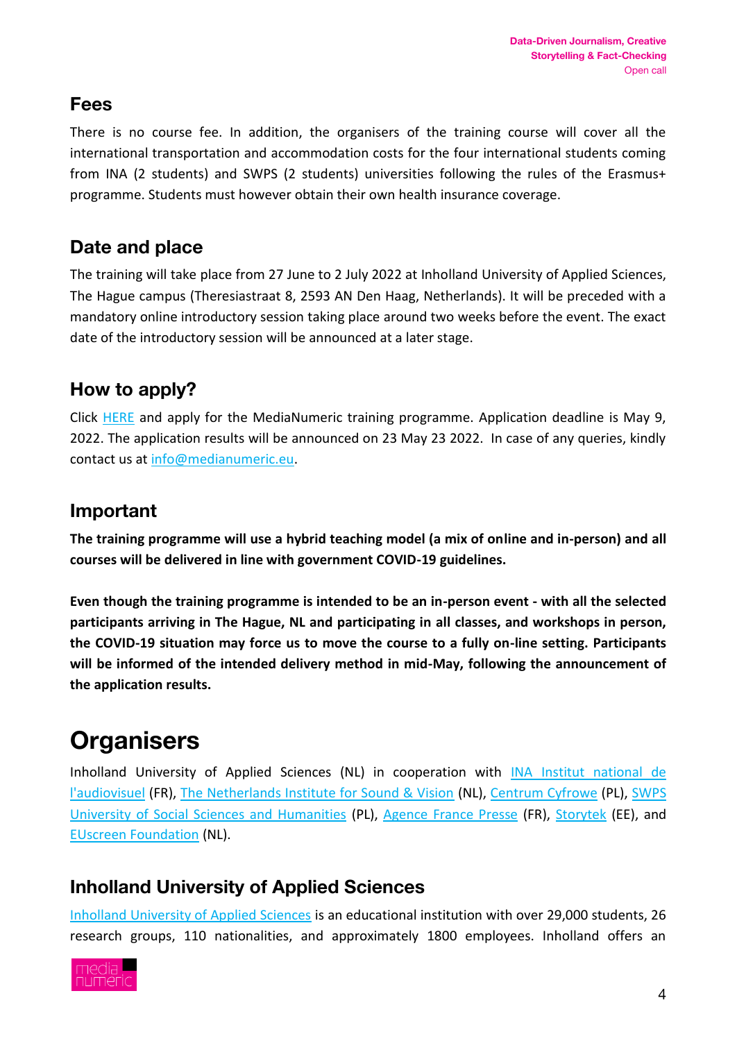## Fees

There is no course fee. In addition, the organisers of the training course will cover all the international transportation and accommodation costs for the four international students coming from INA (2 students) and SWPS (2 students) universities following the rules of the Erasmus+ programme. Students must however obtain their own health insurance coverage.

## Date and place

The training will take place from 27 June to 2 July 2022 at Inholland University of Applied Sciences, The Hague campus (Theresiastraat 8, 2593 AN Den Haag, Netherlands). It will be preceded with a mandatory online introductory session taking place around two weeks before the event. The exact date of the introductory session will be announced at a later stage.

## How to apply?

Click HERE and apply for the MediaNumeric training programme. Application deadline is May 9, 2022. The application results will be announced on 23 May 23 2022. In case of any queries, kindly contact us at info@medianumeric.eu.

## Important

**The training programme will use a hybrid teaching model (a mix of online and in-person) and all courses will be delivered in line with government COVID-19 guidelines.**

**Even though the training programme is intended to be an in-person event - with all the selected participants arriving in The Hague, NL and participating in all classes, and workshops in person, the COVID-19 situation may force us to move the course to a fully on-line setting. Participants will be informed of the intended delivery method in mid-May, following the announcement of the application results.**

# Organisers

Inholland University of Applied Sciences (NL) in cooperation with INA Institut national de l'audiovisuel (FR), The Netherlands Institute for Sound & Vision (NL), Centrum Cyfrowe (PL), SWPS University of Social Sciences and Humanities (PL), Agence France Presse (FR), Storytek (EE), and EUscreen Foundation (NL).

## Inholland University of Applied Sciences

Inholland University of Applied Sciences is an educational institution with over 29,000 students, 26 research groups, 110 nationalities, and approximately 1800 employees. Inholland offers an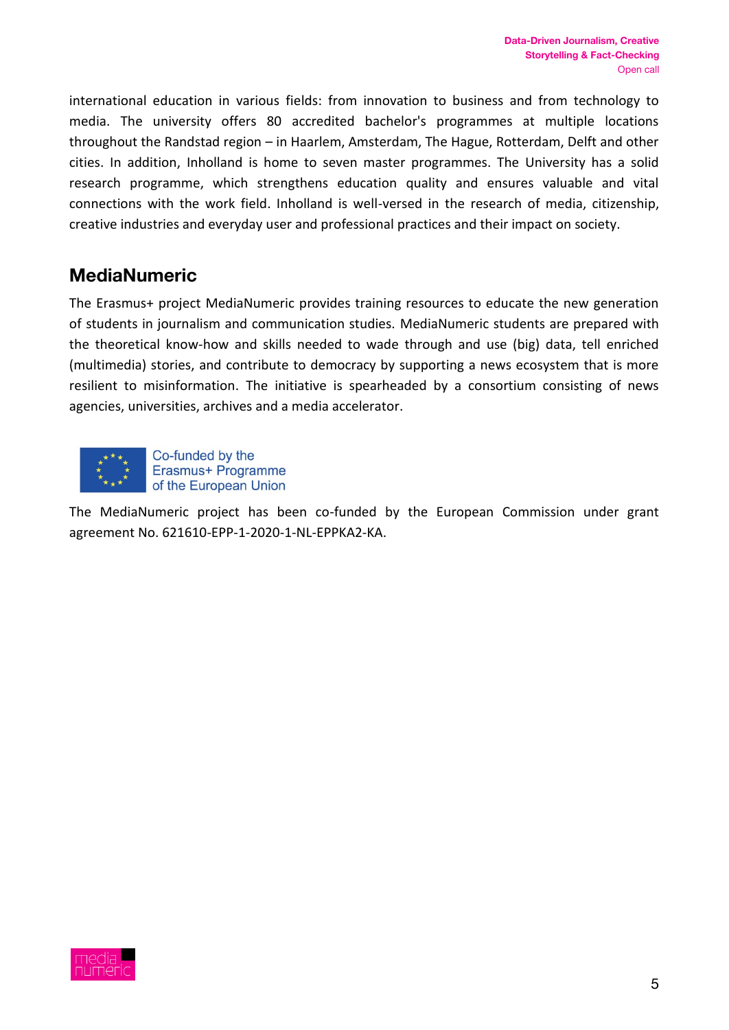international education in various fields: from innovation to business and from technology to media. The university offers 80 accredited bachelor's programmes at multiple locations throughout the Randstad region – in Haarlem, Amsterdam, The Hague, Rotterdam, Delft and other cities. In addition, Inholland is home to seven master programmes. The University has a solid research programme, which strengthens education quality and ensures valuable and vital connections with the work field. Inholland is well-versed in the research of media, citizenship, creative industries and everyday user and professional practices and their impact on society.

## MediaNumeric

The Erasmus+ project MediaNumeric provides training resources to educate the new generation of students in journalism and communication studies. MediaNumeric students are prepared with the theoretical know-how and skills needed to wade through and use (big) data, tell enriched (multimedia) stories, and contribute to democracy by supporting a news ecosystem that is more resilient to misinformation. The initiative is spearheaded by a consortium consisting of news agencies, universities, archives and a media accelerator.

Co-funded by the Erasmus+ Programme of the European Union

The MediaNumeric project has been co-funded by the European Commission under grant agreement No. 621610-EPP-1-2020-1-NL-EPPKA2-KA.